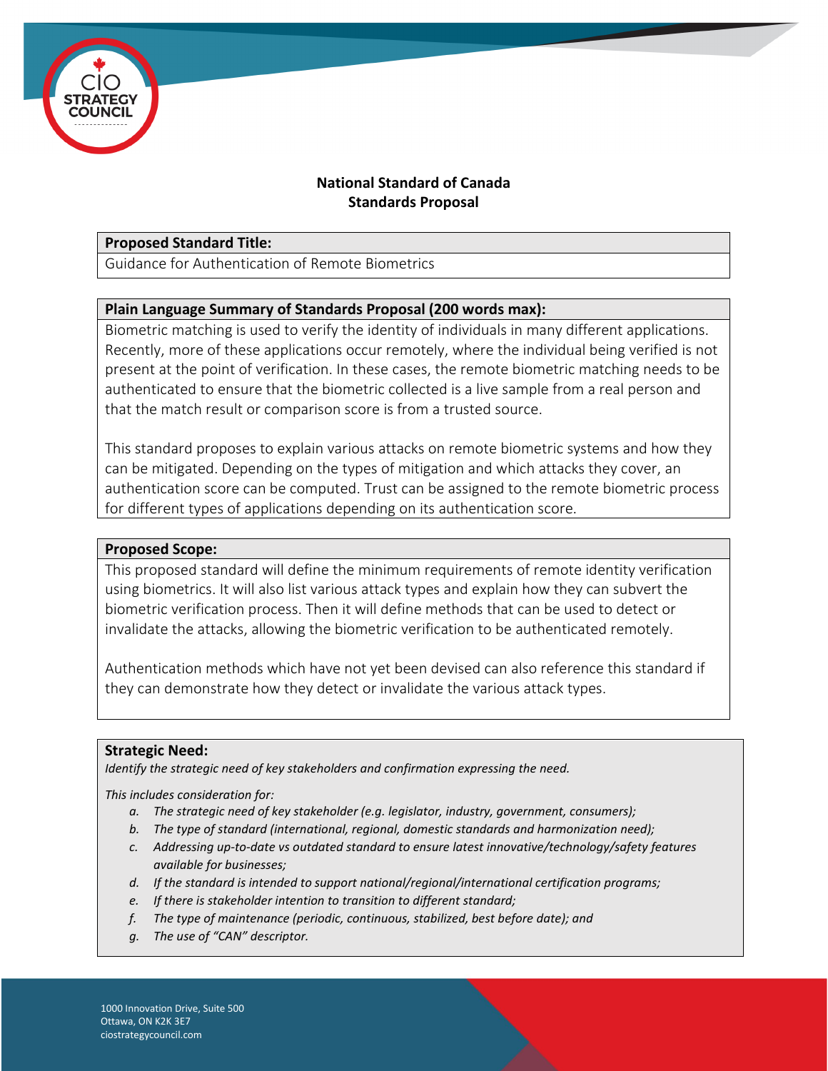## National Standard of Canada
## Standards Proposal

**Proposed Standard Title:**

Guidance for Authentication of Remote Biometrics

**Plain Language Summary of Standards Proposal (200 words max):**

Biometric matching is used to verify the identity of individuals in many different applications. Recently, more of these applications occur remotely, where the individual being verified is not present at the point of verification. In these cases, the remote biometric matching needs to be authenticated to ensure that the biometric collected is a live sample from a real person and that the match result or comparison score is from a trusted source.

This standard proposes to explain various attacks on remote biometric systems and how they can be mitigated. Depending on the types of mitigation and which attacks they cover, an authentication score can be computed. Trust can be assigned to the remote biometric process for different types of applications depending on its authentication score.

**Proposed Scope:**

This proposed standard will define the minimum requirements of remote identity verification using biometrics. It will also list various attack types and explain how they can subvert the biometric verification process. Then it will define methods that can be used to detect or invalidate the attacks, allowing the biometric verification to be authenticated remotely.

Authentication methods which have not yet been devised can also reference this standard if they can demonstrate how they detect or invalidate the various attack types.

**Strategic Need:**

*Identify the strategic need of key stakeholders and confirmation expressing the need.*

*This includes consideration for:*

a. *The strategic need of key stakeholder (e.g. legislator, industry, government, consumers);*
b. *The type of standard (international, regional, domestic standards and harmonization need);*
c. *Addressing up-to-date vs outdated standard to ensure latest innovative/technology/safety features available for businesses;*
d. *If the standard is intended to support national/regional/international certification programs;*
e. *If there is stakeholder intention to transition to different standard;*
f. *The type of maintenance (periodic, continuous, stabilized, best before date); and*
g. *The use of "CAN" descriptor.*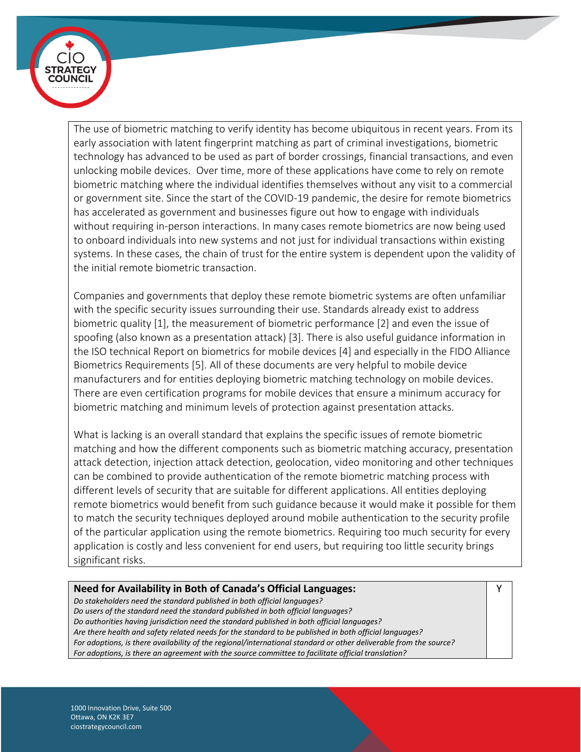The use of biometric matching to verify identity has become ubiquitous in recent years. From its early association with latent fingerprint matching as part of criminal investigations, biometric technology has advanced to be used as part of border crossings, financial transactions, and even unlocking mobile devices. Over time, more of these applications have come to rely on remote biometric matching where the individual identifies themselves without any visit to a commercial or government site. Since the start of the COVID-19 pandemic, the desire for remote biometrics has accelerated as government and businesses figure out how to engage with individuals without requiring in-person interactions. In many cases remote biometrics are now being used to onboard individuals into new systems and not just for individual transactions within existing systems. In these cases, the chain of trust for the entire system is dependent upon the validity of the initial remote biometric transaction.

Companies and governments that deploy these remote biometric systems are often unfamiliar with the specific security issues surrounding their use. Standards already exist to address biometric quality [1], the measurement of biometric performance [2] and even the issue of spoofing (also known as a presentation attack) [3]. There is also useful guidance information in the ISO technical Report on biometrics for mobile devices [4] and especially in the FIDO Alliance Biometrics Requirements [5]. All of these documents are very helpful to mobile device manufacturers and for entities deploying biometric matching technology on mobile devices. There are even certification programs for mobile devices that ensure a minimum accuracy for biometric matching and minimum levels of protection against presentation attacks.

What is lacking is an overall standard that explains the specific issues of remote biometric matching and how the different components such as biometric matching accuracy, presentation attack detection, injection attack detection, geolocation, video monitoring and other techniques can be combined to provide authentication of the remote biometric matching process with different levels of security that are suitable for different applications. All entities deploying remote biometrics would benefit from such guidance because it would make it possible for them to match the security techniques deployed around mobile authentication to the security profile of the particular application using the remote biometrics. Requiring too much security for every application is costly and less convenient for end users, but requiring too little security brings significant risks.

| **Need for Availability in Both of Canada's Official Languages:**<br>*Do stakeholders need the standard published in both official languages?*<br>*Do users of the standard need the standard published in both official languages?*<br>*Do authorities having jurisdiction need the standard published in both official languages?*<br>*Are there health and safety related needs for the standard to be published in both official languages?*<br>*For adoptions, is there availability of the regional/international standard or other deliverable from the source?*<br>*For adoptions, is there an agreement with the source committee to facilitate official translation?* | Y |
|---|---|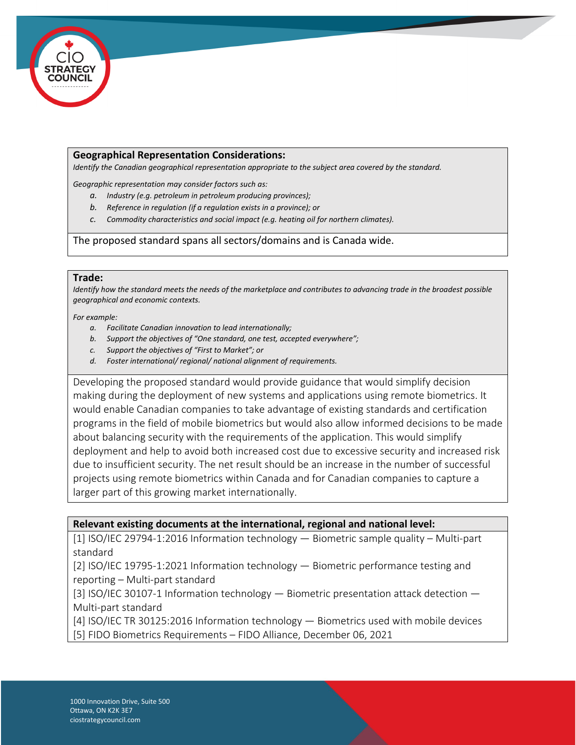**Geographical Representation Considerations:**

*Identify the Canadian geographical representation appropriate to the subject area covered by the standard.*

*Geographic representation may consider factors such as:*

- *a. Industry (e.g. petroleum in petroleum producing provinces);*
- *b. Reference in regulation (if a regulation exists in a province); or*
- *c. Commodity characteristics and social impact (e.g. heating oil for northern climates).*

The proposed standard spans all sectors/domains and is Canada wide.

**Trade:**

*Identify how the standard meets the needs of the marketplace and contributes to advancing trade in the broadest possible geographical and economic contexts.*

*For example:*

- *a. Facilitate Canadian innovation to lead internationally;*
- *b. Support the objectives of "One standard, one test, accepted everywhere";*
- *c. Support the objectives of "First to Market"; or*
- *d. Foster international/ regional/ national alignment of requirements.*

Developing the proposed standard would provide guidance that would simplify decision making during the deployment of new systems and applications using remote biometrics. It would enable Canadian companies to take advantage of existing standards and certification programs in the field of mobile biometrics but would also allow informed decisions to be made about balancing security with the requirements of the application. This would simplify deployment and help to avoid both increased cost due to excessive security and increased risk due to insufficient security. The net result should be an increase in the number of successful projects using remote biometrics within Canada and for Canadian companies to capture a larger part of this growing market internationally.

**Relevant existing documents at the international, regional and national level:**

[1] ISO/IEC 29794-1:2016 Information technology — Biometric sample quality – Multi-part standard

[2] ISO/IEC 19795-1:2021 Information technology — Biometric performance testing and reporting – Multi-part standard

[3] ISO/IEC 30107-1 Information technology — Biometric presentation attack detection — Multi-part standard

[4] ISO/IEC TR 30125:2016 Information technology — Biometrics used with mobile devices

[5] FIDO Biometrics Requirements – FIDO Alliance, December 06, 2021